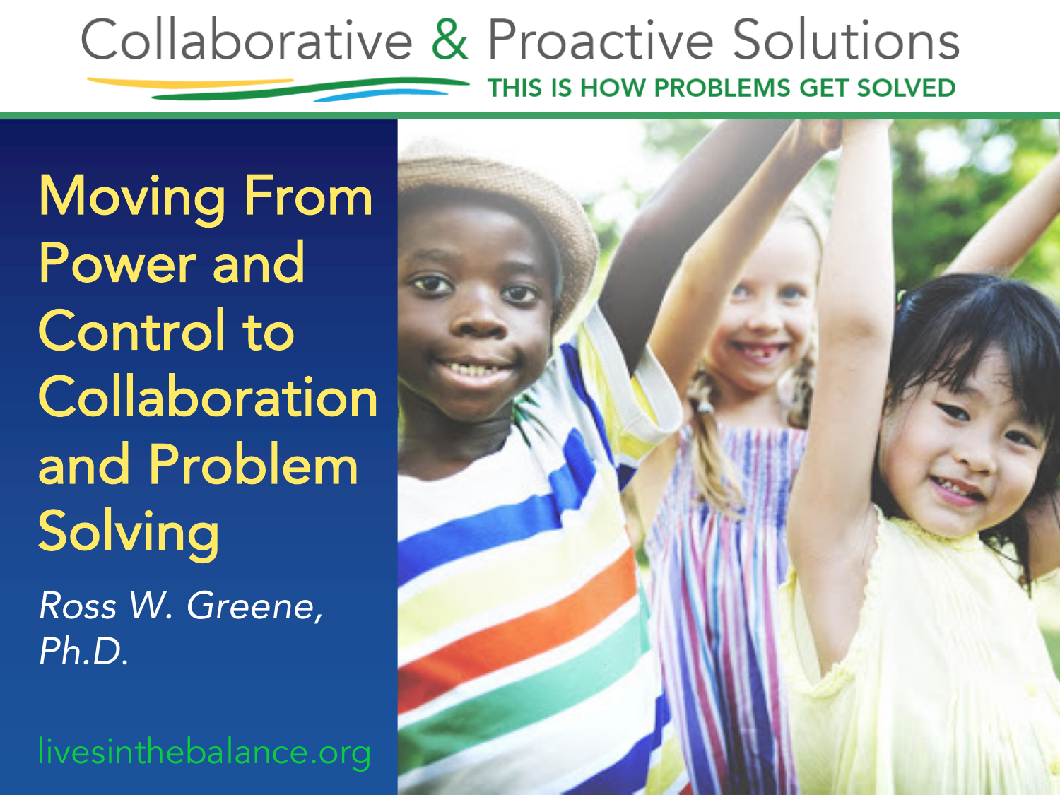Collaborative & Proactive Solutions

THIS IS HOW PROBLEMS GET SOLVED

# Moving From Power and Control to Collaboration and Problem Solving

*Ross W. Greene, Ph.D.*

livesinthebalance.org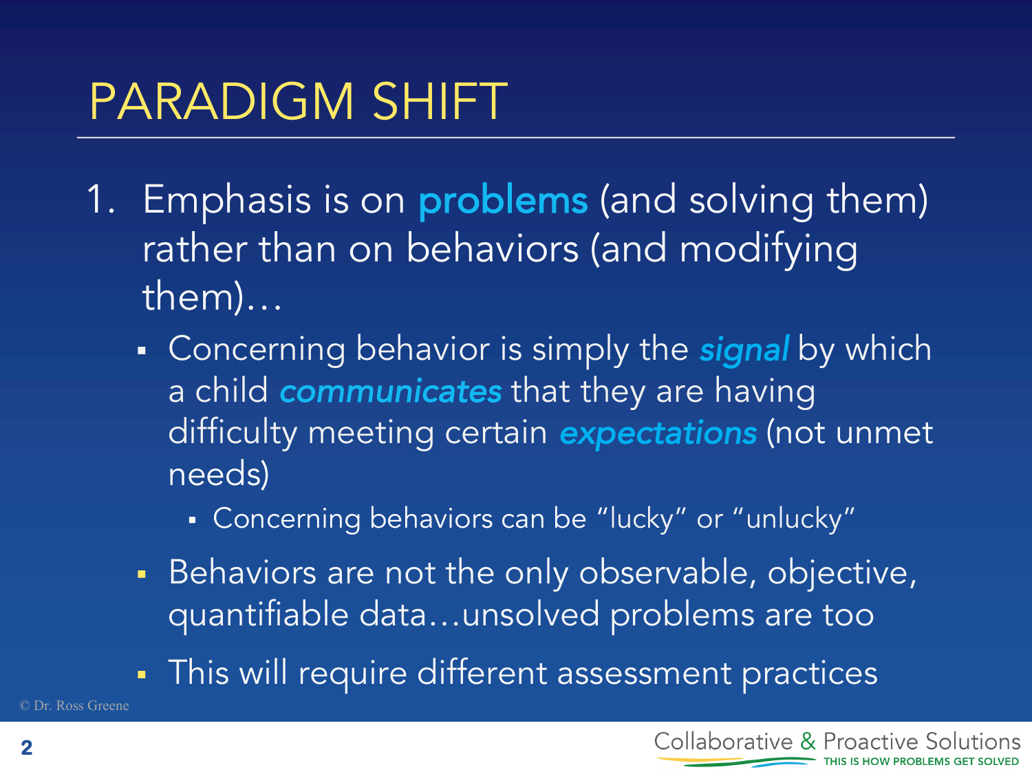# PARADIGM SHIFT

1. Emphasis is on **problems** (and solving them) rather than on behaviors (and modifying them)…
   - Concerning behavior is simply the ***signal*** by which a child ***communicates*** that they are having difficulty meeting certain ***expectations*** (not unmet needs)
     - Concerning behaviors can be "lucky" or "unlucky"
   - Behaviors are not the only observable, objective, quantifiable data…unsolved problems are too
   - This will require different assessment practices

© Dr. Ross Greene

Collaborative & Proactive Solutions
THIS IS HOW PROBLEMS GET SOLVED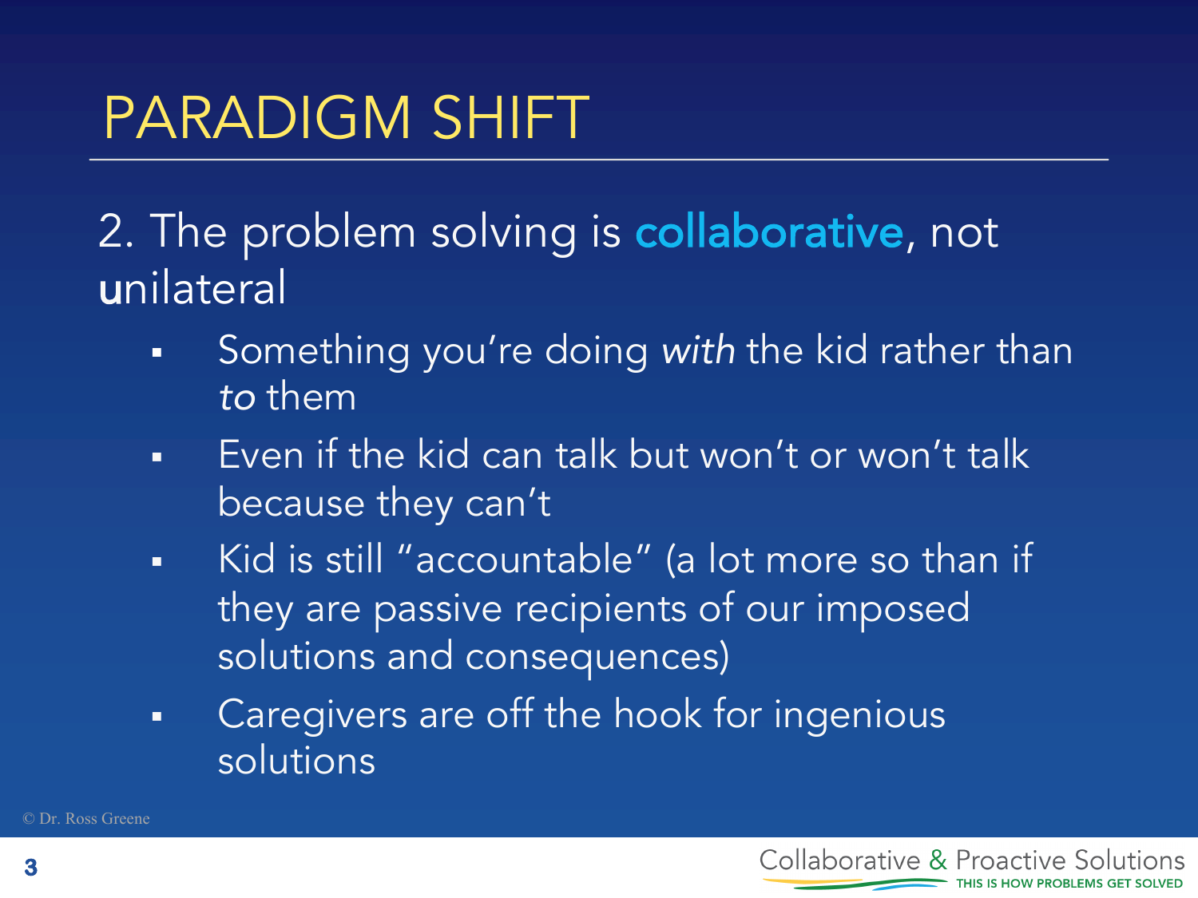# PARADIGM SHIFT

## 2. The problem solving is **collaborative**, not unilateral

- Something you're doing *with* the kid rather than *to* them
- Even if the kid can talk but won't or won't talk because they can't
- Kid is still "accountable" (a lot more so than if they are passive recipients of our imposed solutions and consequences)
- Caregivers are off the hook for ingenious solutions

© Dr. Ross Greene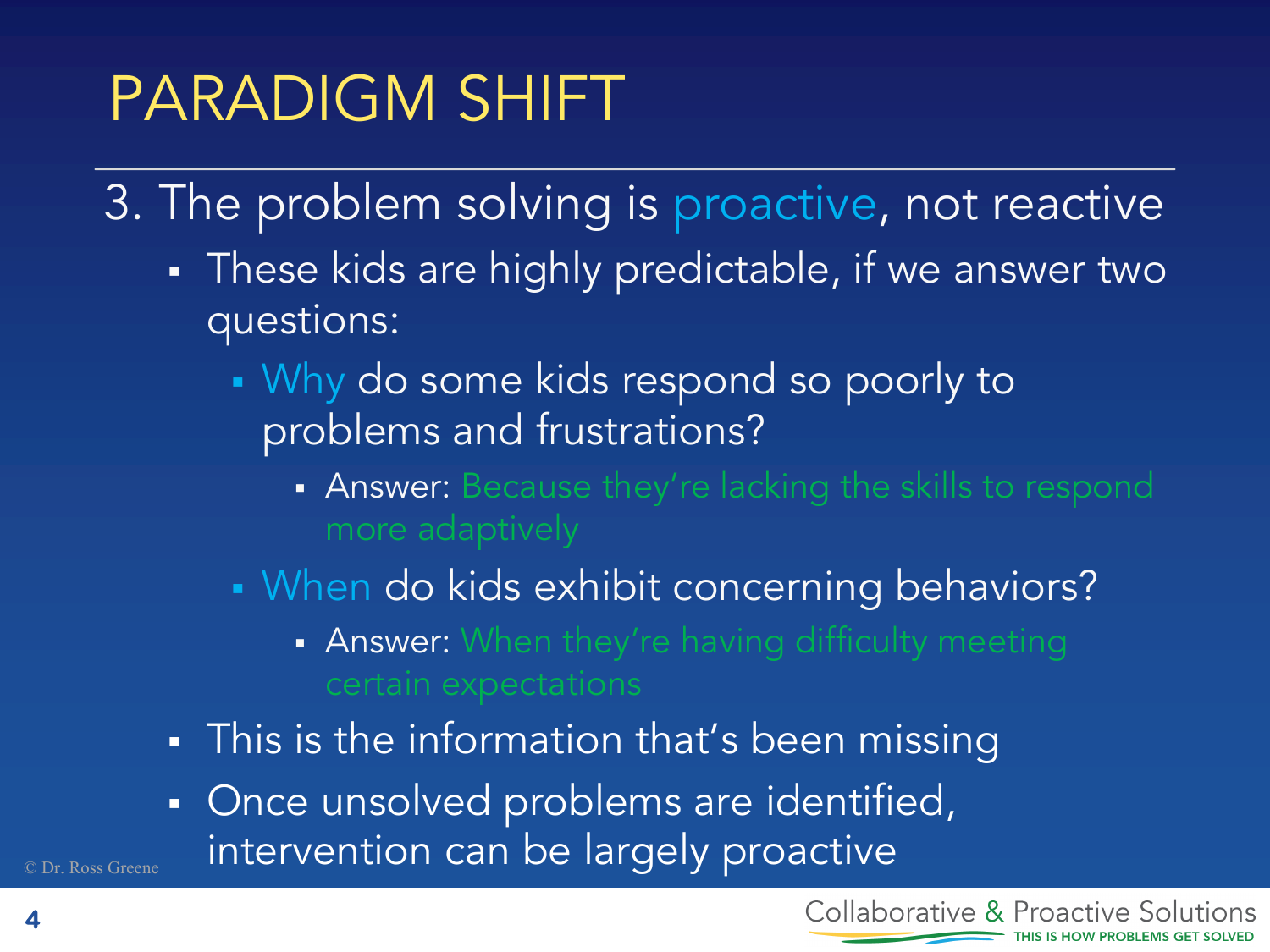# PARADIGM SHIFT

3. The problem solving is proactive, not reactive

- These kids are highly predictable, if we answer two questions:
  - Why do some kids respond so poorly to problems and frustrations?
    - Answer: Because they're lacking the skills to respond more adaptively
  - When do kids exhibit concerning behaviors?
    - Answer: When they're having difficulty meeting certain expectations
- This is the information that's been missing
- Once unsolved problems are identified, intervention can be largely proactive

© Dr. Ross Greene

Collaborative & Proactive Solutions
THIS IS HOW PROBLEMS GET SOLVED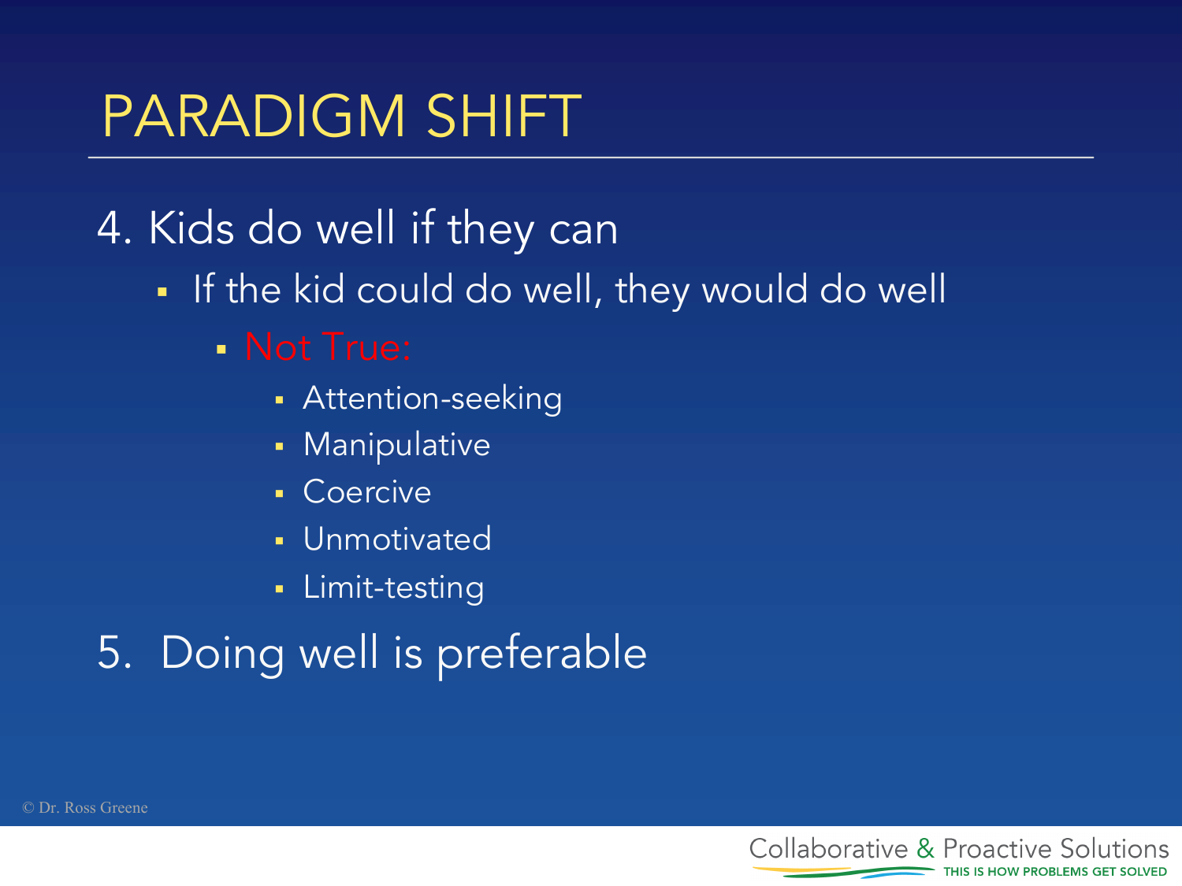# PARADIGM SHIFT

4. Kids do well if they can
   - If the kid could do well, they would do well
     - Not True:
       - Attention-seeking
       - Manipulative
       - Coercive
       - Unmotivated
       - Limit-testing

5. Doing well is preferable

© Dr. Ross Greene

Collaborative & Proactive Solutions
THIS IS HOW PROBLEMS GET SOLVED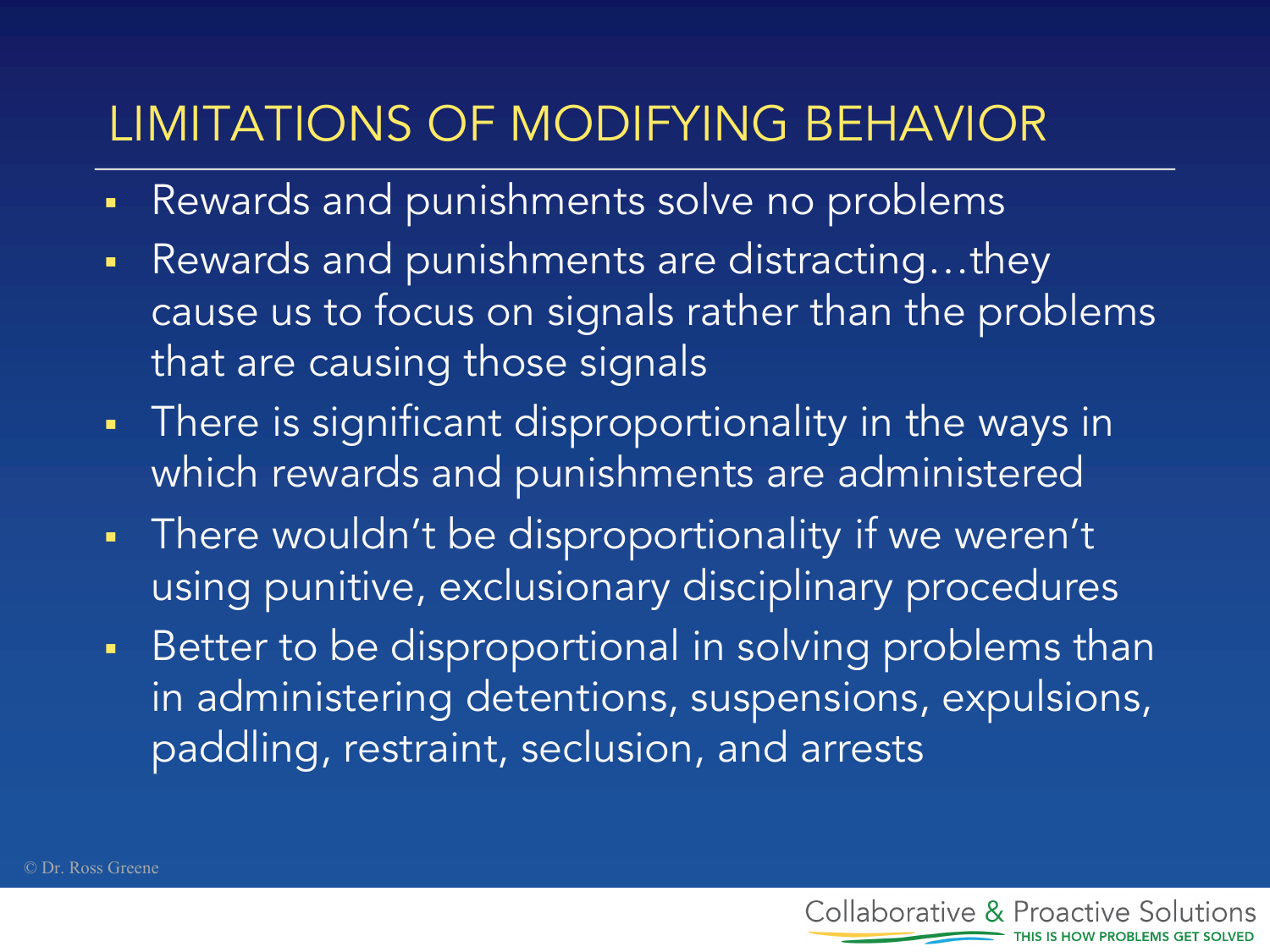# LIMITATIONS OF MODIFYING BEHAVIOR

- Rewards and punishments solve no problems
- Rewards and punishments are distracting…they cause us to focus on signals rather than the problems that are causing those signals
- There is significant disproportionality in the ways in which rewards and punishments are administered
- There wouldn't be disproportionality if we weren't using punitive, exclusionary disciplinary procedures
- Better to be disproportional in solving problems than in administering detentions, suspensions, expulsions, paddling, restraint, seclusion, and arrests

© Dr. Ross Greene

Collaborative & Proactive Solutions
THIS IS HOW PROBLEMS GET SOLVED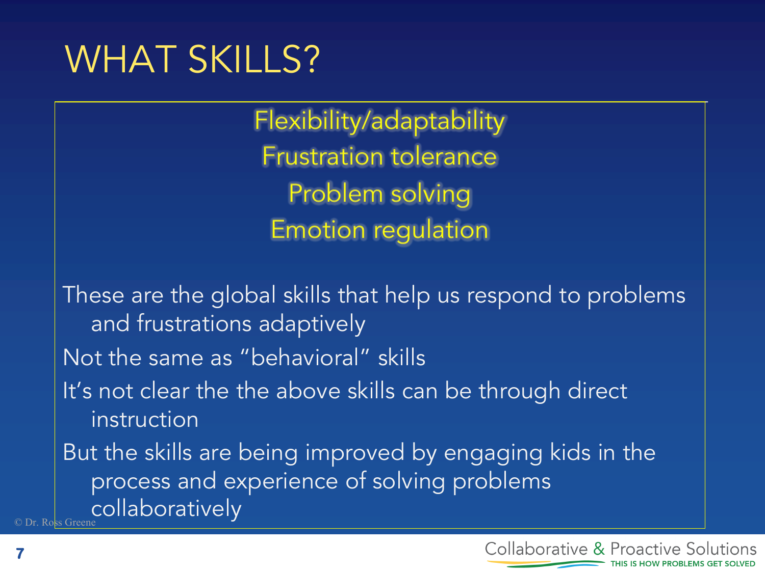# WHAT SKILLS?

Flexibility/adaptability

Frustration tolerance

Problem solving

Emotion regulation

- These are the global skills that help us respond to problems and frustrations adaptively
- Not the same as "behavioral" skills
- It's not clear the the above skills can be through direct instruction
- But the skills are being improved by engaging kids in the process and experience of solving problems collaboratively

© Dr. Ross Greene

Collaborative & Proactive Solutions
THIS IS HOW PROBLEMS GET SOLVED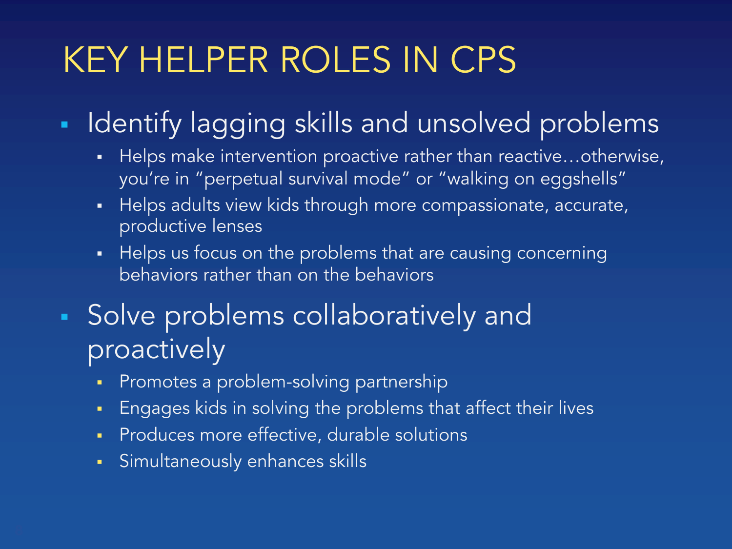# KEY HELPER ROLES IN CPS

- Identify lagging skills and unsolved problems
  - Helps make intervention proactive rather than reactive…otherwise, you're in "perpetual survival mode" or "walking on eggshells"
  - Helps adults view kids through more compassionate, accurate, productive lenses
  - Helps us focus on the problems that are causing concerning behaviors rather than on the behaviors
- Solve problems collaboratively and proactively
  - Promotes a problem-solving partnership
  - Engages kids in solving the problems that affect their lives
  - Produces more effective, durable solutions
  - Simultaneously enhances skills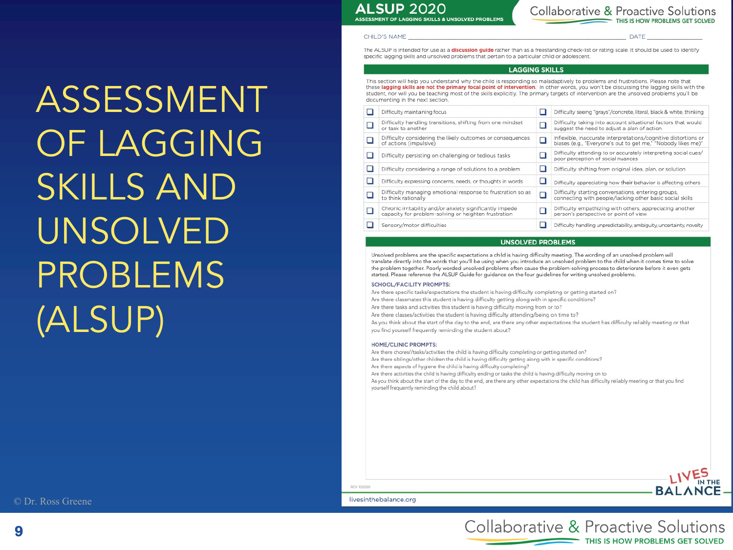# ASSESSMENT OF LAGGING SKILLS AND UNSOLVED PROBLEMS (ALSUP)

© Dr. Ross Greene

## ALSUP 2020

ASSESSMENT OF LAGGING SKILLS & UNSOLVED PROBLEMS

Collaborative & Proactive Solutions
THIS IS HOW PROBLEMS GET SOLVED

CHILD'S NAME ______________________ DATE __________

The ALSUP is intended for use as a **discussion guide** rather than as a freestanding check-list or rating scale. It should be used to identify specific lagging skills and unsolved problems that pertain to a particular child or adolescent.

### LAGGING SKILLS

This section will help you understand why the child is responding so maladaptively to problems and frustrations. Please note that these **lagging skills are not the primary focal point of intervention**. In other words, you won't be discussing the lagging skills with the student, nor will you be teaching most of the skills explicitly. The primary targets of intervention are the unsolved problems you'll be documenting in the next section.

| | | | |
|---|---|---|---|
| ❑ | Difficulty maintaining focus | ❑ | Difficulty seeing "grays"/concrete, literal, black & white, thinking |
| ❑ | Difficulty handling transitions, shifting from one mindset or task to another | ❑ | Difficulty taking into account situational factors that would suggest the need to adjust a plan of action |
| ❑ | Difficulty considering the likely outcomes or consequences of actions (impulsive) | ❑ | Inflexible, inaccurate interpretations/cognitive distortions or biases (e.g., "Everyone's out to get me," "Nobody likes me)" |
| ❑ | Difficulty persisting on challenging or tedious tasks | ❑ | Difficulty attending to or accurately interpreting social cues/ poor perception of social nuances |
| ❑ | Difficulty considering a range of solutions to a problem | ❑ | Difficulty shifting from original idea, plan, or solution |
| ❑ | Difficulty expressing concerns, needs, or thoughts in words | ❑ | Difficulty appreciating how their behavior is affecting others |
| ❑ | Difficulty managing emotional response to frustration so as to think rationally | ❑ | Difficulty starting conversations, entering groups, connecting with people/lacking other basic social skills |
| ❑ | Chronic irritability and/or anxiety significantly impede capacity for problem-solving or heighten frustration | ❑ | Difficulty empathizing with others, appreciating another person's perspective or point of view |
| ❑ | Sensory/motor difficulties | ❑ | Difficulty handling unpredictability, ambiguity, uncertainty, novelty |

### UNSOLVED PROBLEMS

Unsolved problems are the specific expectations a child is having difficulty meeting. The wording of an unsolved problem will translate directly into the words that you'll be using when you introduce an unsolved problem to the child when it comes time to solve the problem together. Poorly worded unsolved problems often cause the problem-solving process to deteriorate before it even gets started. Please reference the ALSUP Guide for guidance on the four guidelines for writing unsolved problems.

**SCHOOL/FACILITY PROMPTS:**

Are there specific tasks/expectations the student is having difficulty completing or getting started on?
Are there classmates this student is having difficulty getting along with in specific conditions?
Are there tasks and activities this student is having difficulty moving from or to?
Are there classes/activities the student is having difficulty attending/being on time to?
As you think about the start of the day to the end, are there any other expectations the student has difficulty reliably meeting or that you find yourself frequently reminding the student about?

**HOME/CLINIC PROMPTS:**

Are there chores//tasks/activities the child is having difficulty completing or getting started on?
Are there siblings/other children the child is having difficulty getting along with in specific conditions?
Are there aspects of hygiene the child is having difficulty completing?
Are there activities the child is having difficulty ending or tasks the child is having difficulty moving on to
As you think about the start of the day to the end, are there any other expectations the child has difficulty reliably meeting or that you find yourself frequently reminding the child about?

REV 102020

livesinthebalance.org

LIVES IN THE BALANCE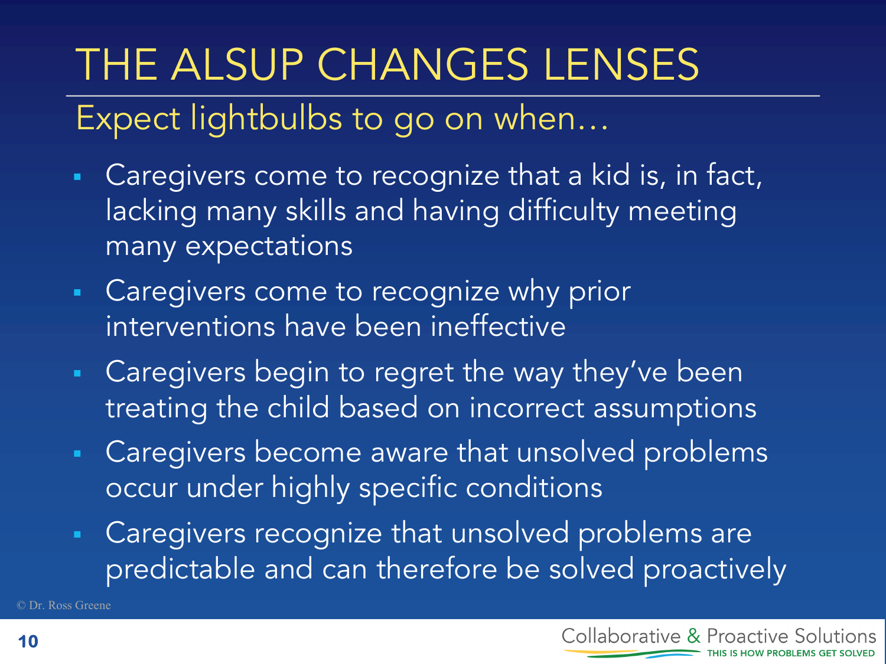# THE ALSUP CHANGES LENSES

## Expect lightbulbs to go on when…

- Caregivers come to recognize that a kid is, in fact, lacking many skills and having difficulty meeting many expectations
- Caregivers come to recognize why prior interventions have been ineffective
- Caregivers begin to regret the way they've been treating the child based on incorrect assumptions
- Caregivers become aware that unsolved problems occur under highly specific conditions
- Caregivers recognize that unsolved problems are predictable and can therefore be solved proactively

© Dr. Ross Greene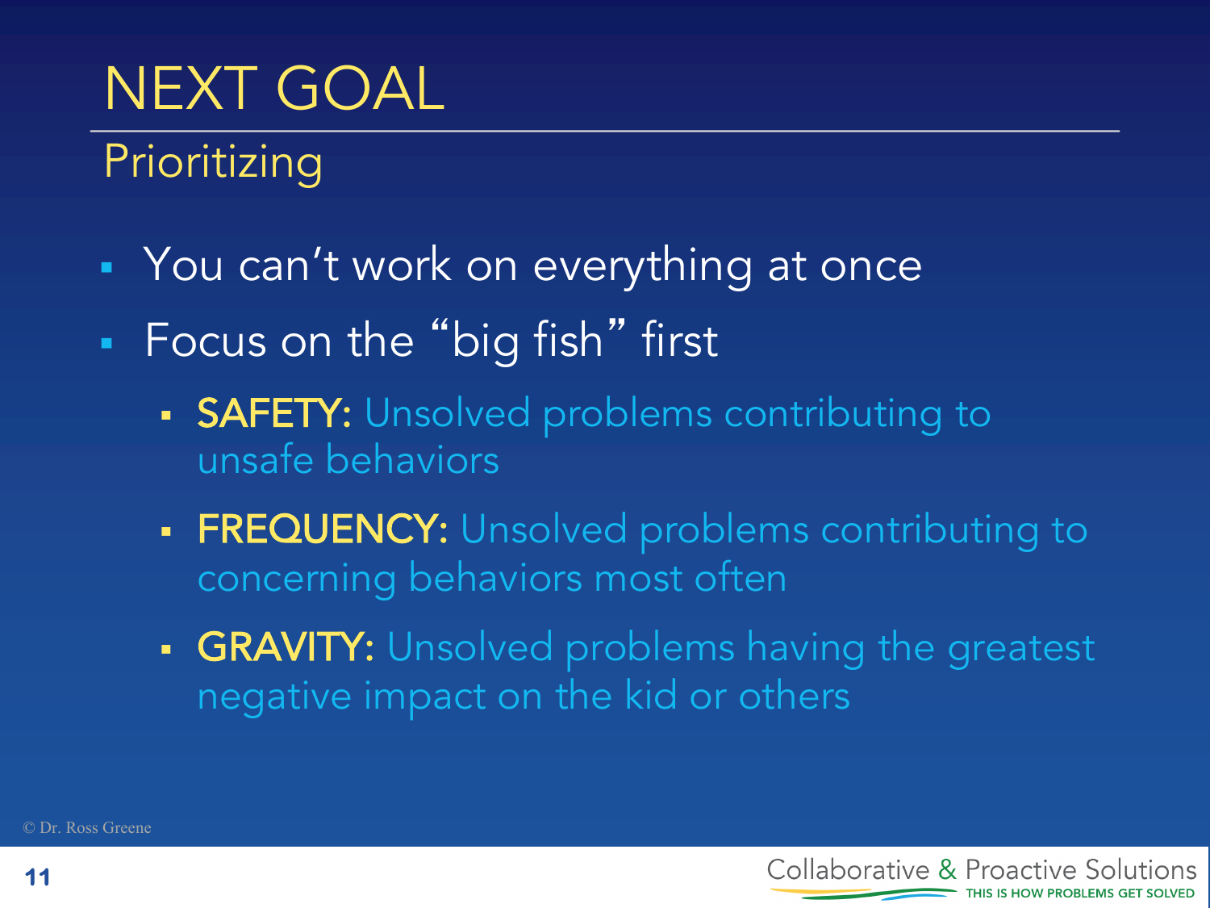# NEXT GOAL

## Prioritizing

- You can't work on everything at once
- Focus on the "big fish" first
  - **SAFETY:** Unsolved problems contributing to unsafe behaviors
  - **FREQUENCY:** Unsolved problems contributing to concerning behaviors most often
  - **GRAVITY:** Unsolved problems having the greatest negative impact on the kid or others

© Dr. Ross Greene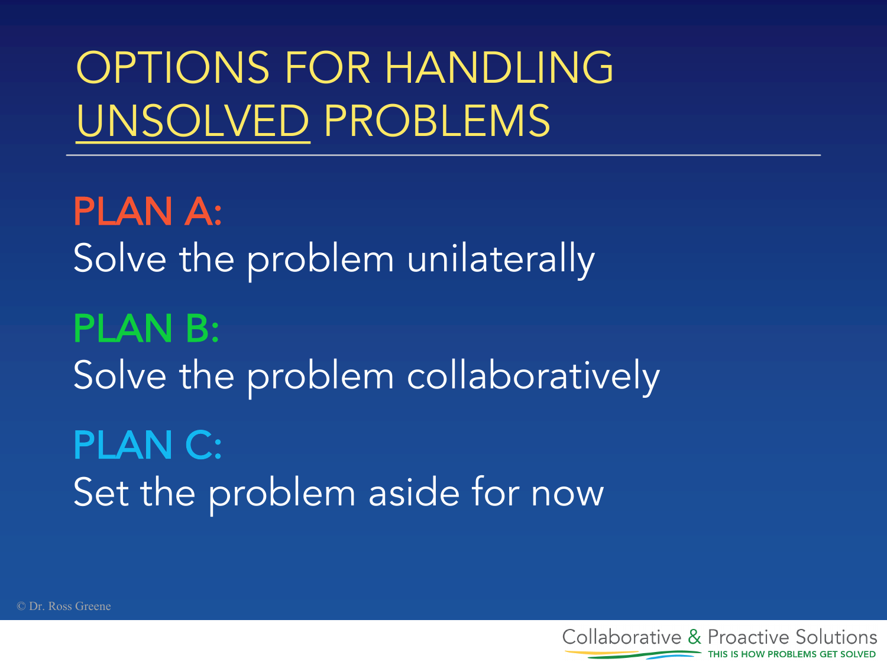# OPTIONS FOR HANDLING UNSOLVED PROBLEMS

**PLAN A:**
Solve the problem unilaterally

**PLAN B:**
Solve the problem collaboratively

**PLAN C:**
Set the problem aside for now

© Dr. Ross Greene

Collaborative & Proactive Solutions
THIS IS HOW PROBLEMS GET SOLVED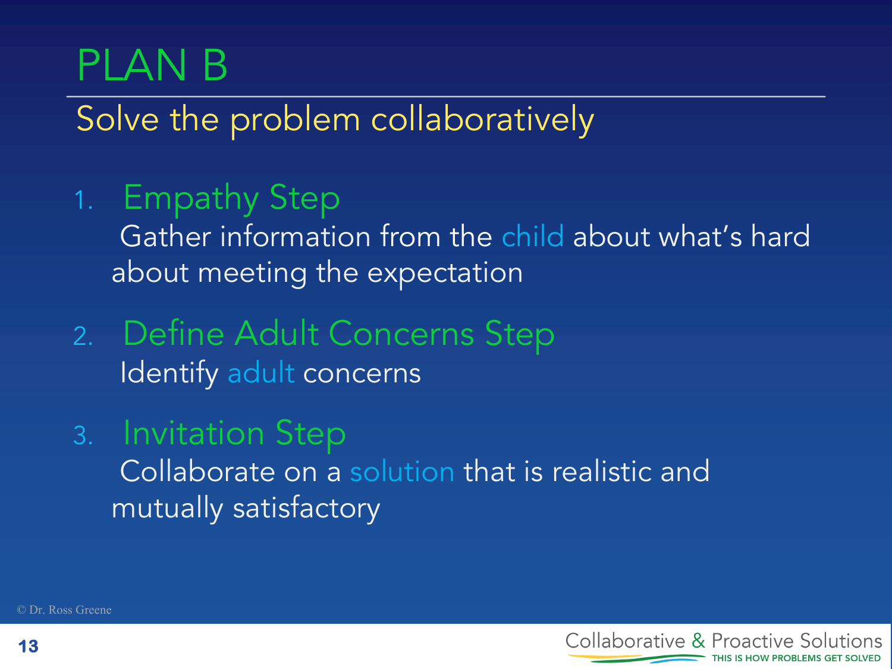# PLAN B

## Solve the problem collaboratively

1. **Empathy Step**
   Gather information from the child about what's hard about meeting the expectation

2. **Define Adult Concerns Step**
   Identify adult concerns

3. **Invitation Step**
   Collaborate on a solution that is realistic and mutually satisfactory

© Dr. Ross Greene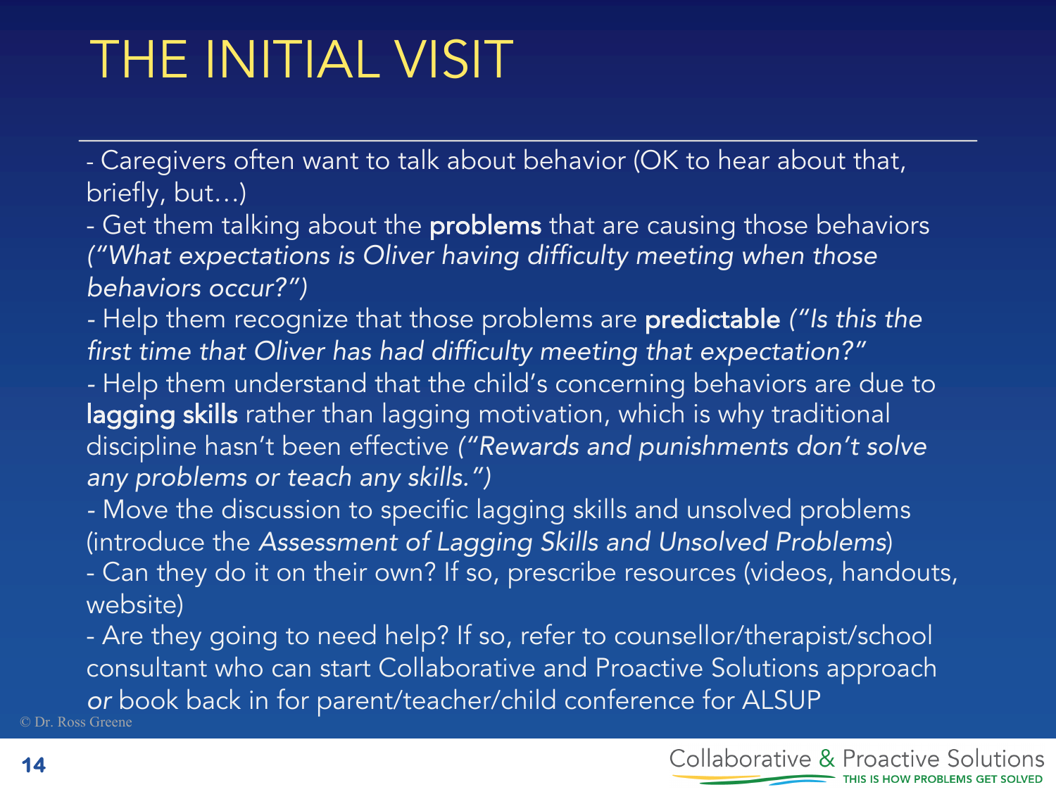# THE INITIAL VISIT

- Caregivers often want to talk about behavior (OK to hear about that, briefly, but…)
- Get them talking about the **problems** that are causing those behaviors *("What expectations is Oliver having difficulty meeting when those behaviors occur?")*
- Help them recognize that those problems are **predictable** *("Is this the first time that Oliver has had difficulty meeting that expectation?"*
- Help them understand that the child's concerning behaviors are due to **lagging skills** rather than lagging motivation, which is why traditional discipline hasn't been effective *("Rewards and punishments don't solve any problems or teach any skills.")*
- Move the discussion to specific lagging skills and unsolved problems (introduce the *Assessment of Lagging Skills and Unsolved Problems*)
- Can they do it on their own? If so, prescribe resources (videos, handouts, website)
- Are they going to need help? If so, refer to counsellor/therapist/school consultant who can start Collaborative and Proactive Solutions approach *or* book back in for parent/teacher/child conference for ALSUP

© Dr. Ross Greene

Collaborative & Proactive Solutions
THIS IS HOW PROBLEMS GET SOLVED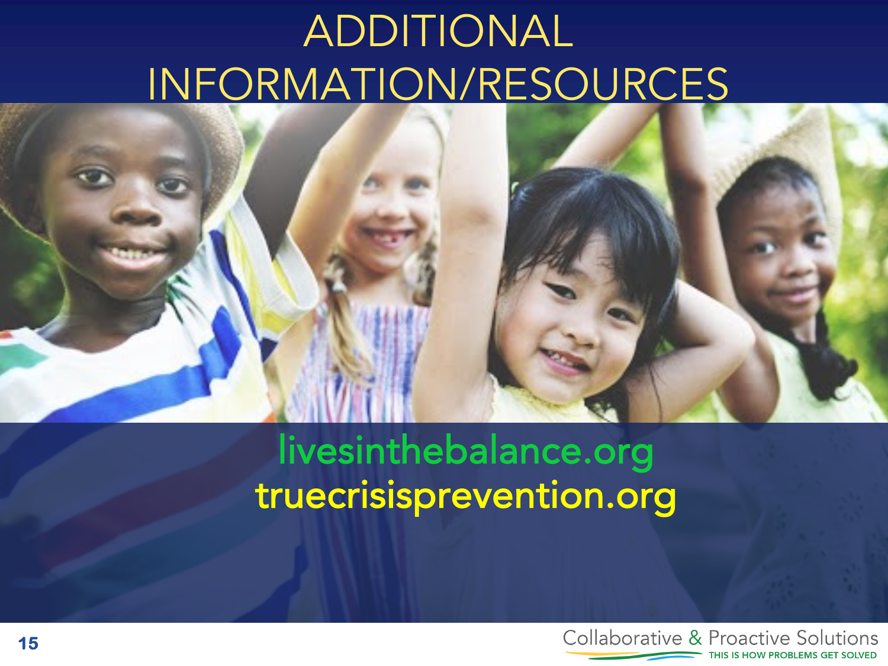# ADDITIONAL INFORMATION/RESOURCES

livesinthebalance.org

truecrisisprevention.org